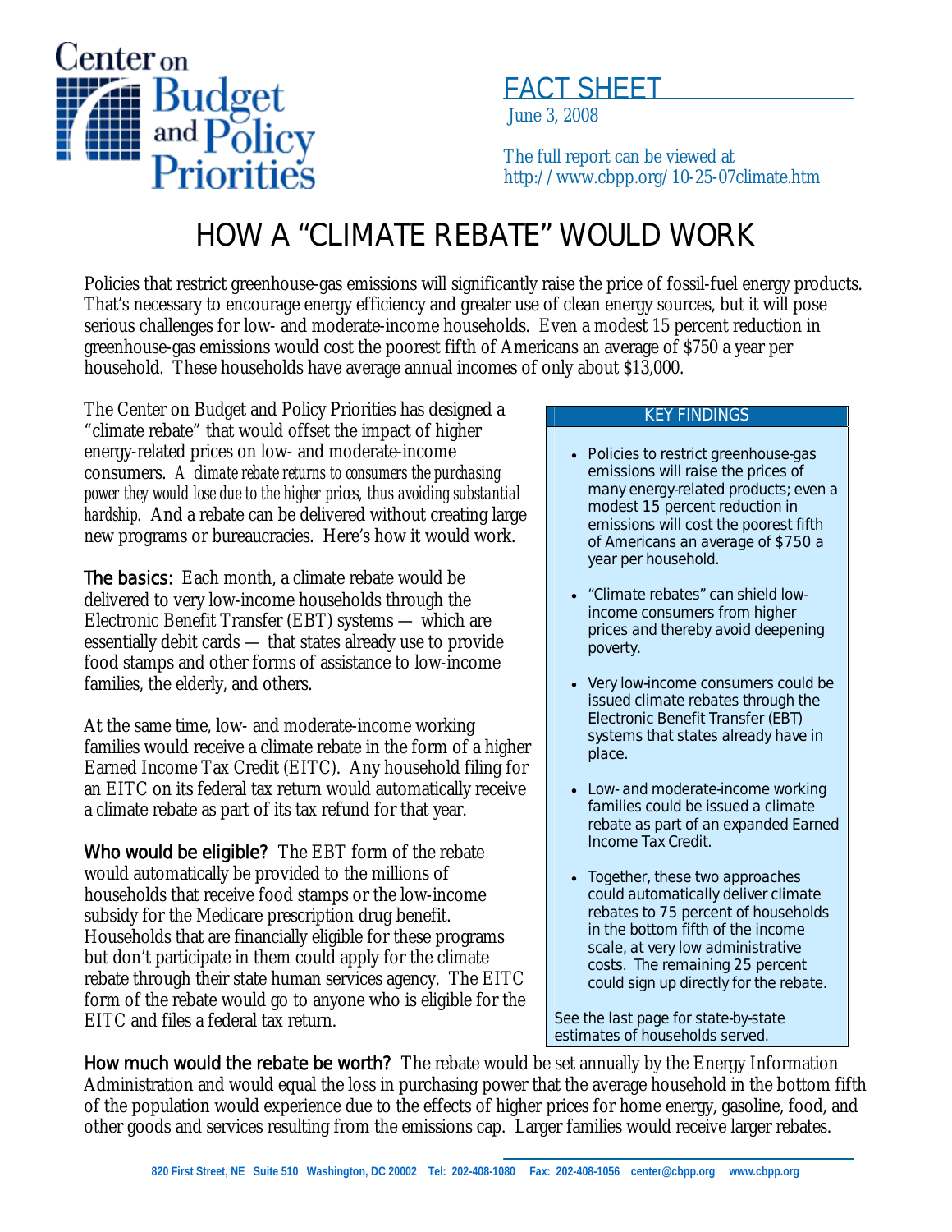Center on Budget and Policy Priorities

FACT SHEET

June 3, 2008

The full report can be viewed at http://www.cbpp.org/10-25-07climate.htm

# HOW A "CLIMATE REBATE" WOULD WORK

Policies that restrict greenhouse-gas emissions will significantly raise the price of fossil-fuel energy products. That's necessary to encourage energy efficiency and greater use of clean energy sources, but it will pose serious challenges for low- and moderate-income households. Even a modest 15 percent reduction in greenhouse-gas emissions would cost the poorest fifth of Americans an average of $750 a year per household. These households have average annual incomes of only about $13,000.

The Center on Budget and Policy Priorities has designed a "climate rebate" that would offset the impact of higher energy-related prices on low- and moderate-income consumers. *A climate rebate returns to consumers the purchasing power they would lose due to the higher prices, thus avoiding substantial hardship.* And a rebate can be delivered without creating large new programs or bureaucracies. Here's how it would work.

**The basics:** Each month, a climate rebate would be delivered to very low-income households through the Electronic Benefit Transfer (EBT) systems — which are essentially debit cards — that states already use to provide food stamps and other forms of assistance to low-income families, the elderly, and others.

At the same time, low- and moderate-income working families would receive a climate rebate in the form of a higher Earned Income Tax Credit (EITC). Any household filing for an EITC on its federal tax return would automatically receive a climate rebate as part of its tax refund for that year.

**Who would be eligible?** The EBT form of the rebate would automatically be provided to the millions of households that receive food stamps or the low-income subsidy for the Medicare prescription drug benefit. Households that are financially eligible for these programs but don't participate in them could apply for the climate rebate through their state human services agency. The EITC form of the rebate would go to anyone who is eligible for the EITC and files a federal tax return.

**KEY FINDINGS**

- Policies to restrict greenhouse-gas emissions will raise the prices of many energy-related products; even a modest 15 percent reduction in emissions will cost the poorest fifth of Americans an average of $750 a year per household.
- "Climate rebates" can shield low-income consumers from higher prices and thereby avoid deepening poverty.
- Very low-income consumers could be issued climate rebates through the Electronic Benefit Transfer (EBT) systems that states already have in place.
- Low- and moderate-income working families could be issued a climate rebate as part of an expanded Earned Income Tax Credit.
- Together, these two approaches could automatically deliver climate rebates to 75 percent of households in the bottom fifth of the income scale, at very low administrative costs. The remaining 25 percent could sign up directly for the rebate.

See the last page for state-by-state estimates of households served.

**How much would the rebate be worth?** The rebate would be set annually by the Energy Information Administration and would equal the loss in purchasing power that the average household in the bottom fifth of the population would experience due to the effects of higher prices for home energy, gasoline, food, and other goods and services resulting from the emissions cap. Larger families would receive larger rebates.

820 First Street, NE Suite 510 Washington, DC 20002 Tel: 202-408-1080 Fax: 202-408-1056 center@cbpp.org www.cbpp.org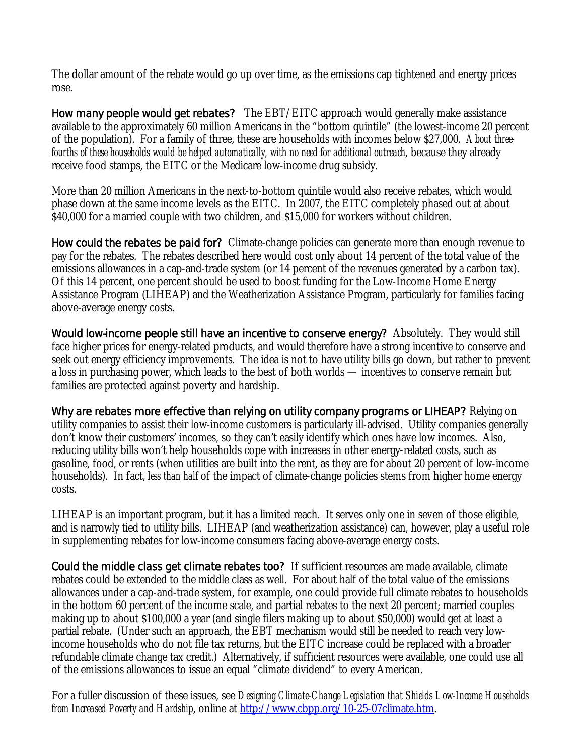The dollar amount of the rebate would go up over time, as the emissions cap tightened and energy prices rose.

**How many people would get rebates?** The EBT/EITC approach would generally make assistance available to the approximately 60 million Americans in the "bottom quintile" (the lowest-income 20 percent of the population). For a family of three, these are households with incomes below $27,000. *About three-fourths of these households would be helped automatically, with no need for additional outreach*, because they already receive food stamps, the EITC or the Medicare low-income drug subsidy.

More than 20 million Americans in the next-to-bottom quintile would also receive rebates, which would phase down at the same income levels as the EITC. In 2007, the EITC completely phased out at about $40,000 for a married couple with two children, and $15,000 for workers without children.

**How could the rebates be paid for?** Climate-change policies can generate more than enough revenue to pay for the rebates. The rebates described here would cost only about 14 percent of the total value of the emissions allowances in a cap-and-trade system (or 14 percent of the revenues generated by a carbon tax). Of this 14 percent, one percent should be used to boost funding for the Low-Income Home Energy Assistance Program (LIHEAP) and the Weatherization Assistance Program, particularly for families facing above-average energy costs.

**Would low-income people still have an incentive to conserve energy?** Absolutely. They would still face higher prices for energy-related products, and would therefore have a strong incentive to conserve and seek out energy efficiency improvements. The idea is not to have utility bills go down, but rather to prevent a loss in purchasing power, which leads to the best of both worlds — incentives to conserve remain but families are protected against poverty and hardship.

**Why are rebates more effective than relying on utility company programs or LIHEAP?** Relying on utility companies to assist their low-income customers is particularly ill-advised. Utility companies generally don't know their customers' incomes, so they can't easily identify which ones have low incomes. Also, reducing utility bills won't help households cope with increases in other energy-related costs, such as gasoline, food, or rents (when utilities are built into the rent, as they are for about 20 percent of low-income households). In fact, *less than half* of the impact of climate-change policies stems from higher home energy costs.

LIHEAP is an important program, but it has a limited reach. It serves only one in seven of those eligible, and is narrowly tied to utility bills. LIHEAP (and weatherization assistance) can, however, play a useful role in supplementing rebates for low-income consumers facing above-average energy costs.

**Could the middle class get climate rebates too?** If sufficient resources are made available, climate rebates could be extended to the middle class as well. For about half of the total value of the emissions allowances under a cap-and-trade system, for example, one could provide full climate rebates to households in the bottom 60 percent of the income scale, and partial rebates to the next 20 percent; married couples making up to about $100,000 a year (and single filers making up to about $50,000) would get at least a partial rebate. (Under such an approach, the EBT mechanism would still be needed to reach very low-income households who do not file tax returns, but the EITC increase could be replaced with a broader refundable climate change tax credit.) Alternatively, if sufficient resources were available, one could use all of the emissions allowances to issue an equal "climate dividend" to every American.

For a fuller discussion of these issues, see *Designing Climate-Change Legislation that Shields Low-Income Households from Increased Poverty and Hardship*, online at [http://www.cbpp.org/10-25-07climate.htm](http://www.cbpp.org/10-25-07climate.htm).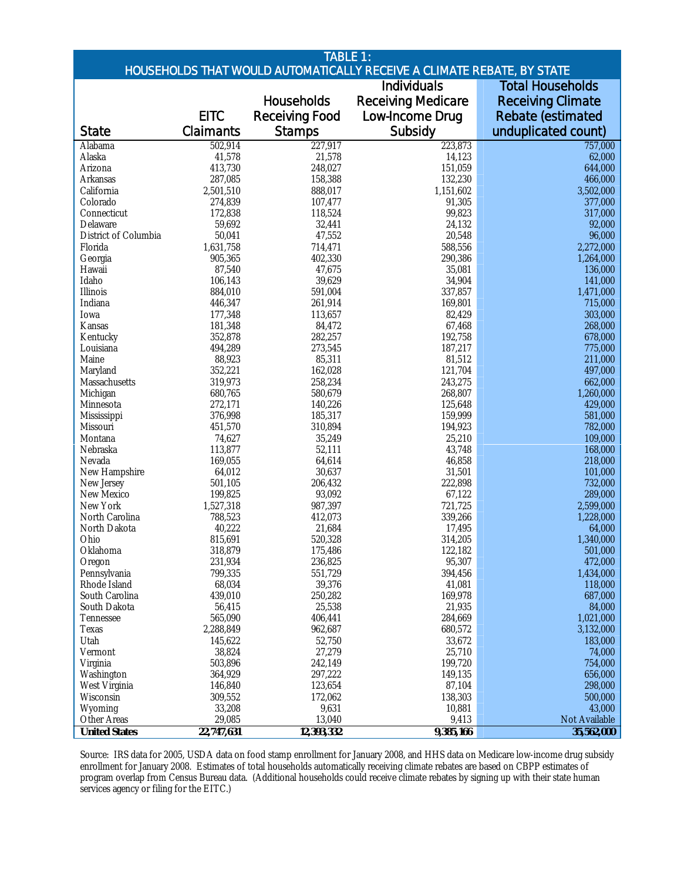**TABLE 1:**
**HOUSEHOLDS THAT WOULD AUTOMATICALLY RECEIVE A CLIMATE REBATE, BY STATE**

| State | EITC Claimants | Households Receiving Food Stamps | Individuals Receiving Medicare Low-Income Drug Subsidy | Total Households Receiving Climate Rebate (estimated unduplicated count) |
|---|---|---|---|---|
| Alabama | 502,914 | 227,917 | 223,873 | 757,000 |
| Alaska | 41,578 | 21,578 | 14,123 | 62,000 |
| Arizona | 413,730 | 248,027 | 151,059 | 644,000 |
| Arkansas | 287,085 | 158,388 | 132,230 | 466,000 |
| California | 2,501,510 | 888,017 | 1,151,602 | 3,502,000 |
| Colorado | 274,839 | 107,477 | 91,305 | 377,000 |
| Connecticut | 172,838 | 118,524 | 99,823 | 317,000 |
| Delaware | 59,692 | 32,441 | 24,132 | 92,000 |
| District of Columbia | 50,041 | 47,552 | 20,548 | 96,000 |
| Florida | 1,631,758 | 714,471 | 588,556 | 2,272,000 |
| Georgia | 905,365 | 402,330 | 290,386 | 1,264,000 |
| Hawaii | 87,540 | 47,675 | 35,081 | 136,000 |
| Idaho | 106,143 | 39,629 | 34,904 | 141,000 |
| Illinois | 884,010 | 591,004 | 337,857 | 1,471,000 |
| Indiana | 446,347 | 261,914 | 169,801 | 715,000 |
| Iowa | 177,348 | 113,657 | 82,429 | 303,000 |
| Kansas | 181,348 | 84,472 | 67,468 | 268,000 |
| Kentucky | 352,878 | 282,257 | 192,758 | 678,000 |
| Louisiana | 494,289 | 273,545 | 187,217 | 775,000 |
| Maine | 88,923 | 85,311 | 81,512 | 211,000 |
| Maryland | 352,221 | 162,028 | 121,704 | 497,000 |
| Massachusetts | 319,973 | 258,234 | 243,275 | 662,000 |
| Michigan | 680,765 | 580,679 | 268,807 | 1,260,000 |
| Minnesota | 272,171 | 140,226 | 125,648 | 429,000 |
| Mississippi | 376,998 | 185,317 | 159,999 | 581,000 |
| Missouri | 451,570 | 310,894 | 194,923 | 782,000 |
| Montana | 74,627 | 35,249 | 25,210 | 109,000 |
| Nebraska | 113,877 | 52,111 | 43,748 | 168,000 |
| Nevada | 169,055 | 64,614 | 46,858 | 218,000 |
| New Hampshire | 64,012 | 30,637 | 31,501 | 101,000 |
| New Jersey | 501,105 | 206,432 | 222,898 | 732,000 |
| New Mexico | 199,825 | 93,092 | 67,122 | 289,000 |
| New York | 1,527,318 | 987,397 | 721,725 | 2,599,000 |
| North Carolina | 788,523 | 412,073 | 339,266 | 1,228,000 |
| North Dakota | 40,222 | 21,684 | 17,495 | 64,000 |
| Ohio | 815,691 | 520,328 | 314,205 | 1,340,000 |
| Oklahoma | 318,879 | 175,486 | 122,182 | 501,000 |
| Oregon | 231,934 | 236,825 | 95,307 | 472,000 |
| Pennsylvania | 799,335 | 551,729 | 394,456 | 1,434,000 |
| Rhode Island | 68,034 | 39,376 | 41,081 | 118,000 |
| South Carolina | 439,010 | 250,282 | 169,978 | 687,000 |
| South Dakota | 56,415 | 25,538 | 21,935 | 84,000 |
| Tennessee | 565,090 | 406,441 | 284,669 | 1,021,000 |
| Texas | 2,288,849 | 962,687 | 680,572 | 3,132,000 |
| Utah | 145,622 | 52,750 | 33,672 | 183,000 |
| Vermont | 38,824 | 27,279 | 25,710 | 74,000 |
| Virginia | 503,896 | 242,149 | 199,720 | 754,000 |
| Washington | 364,929 | 297,222 | 149,135 | 656,000 |
| West Virginia | 146,840 | 123,654 | 87,104 | 298,000 |
| Wisconsin | 309,552 | 172,062 | 138,303 | 500,000 |
| Wyoming | 33,208 | 9,631 | 10,881 | 43,000 |
| Other Areas | 29,085 | 13,040 | 9,413 | Not Available |
| **United States** | **22,747,631** | **12,393,332** | **9,385,166** | **35,562,000** |

Source: IRS data for 2005, USDA data on food stamp enrollment for January 2008, and HHS data on Medicare low-income drug subsidy enrollment for January 2008. Estimates of total households automatically receiving climate rebates are based on CBPP estimates of program overlap from Census Bureau data. (Additional households could receive climate rebates by signing up with their state human services agency or filing for the EITC.)